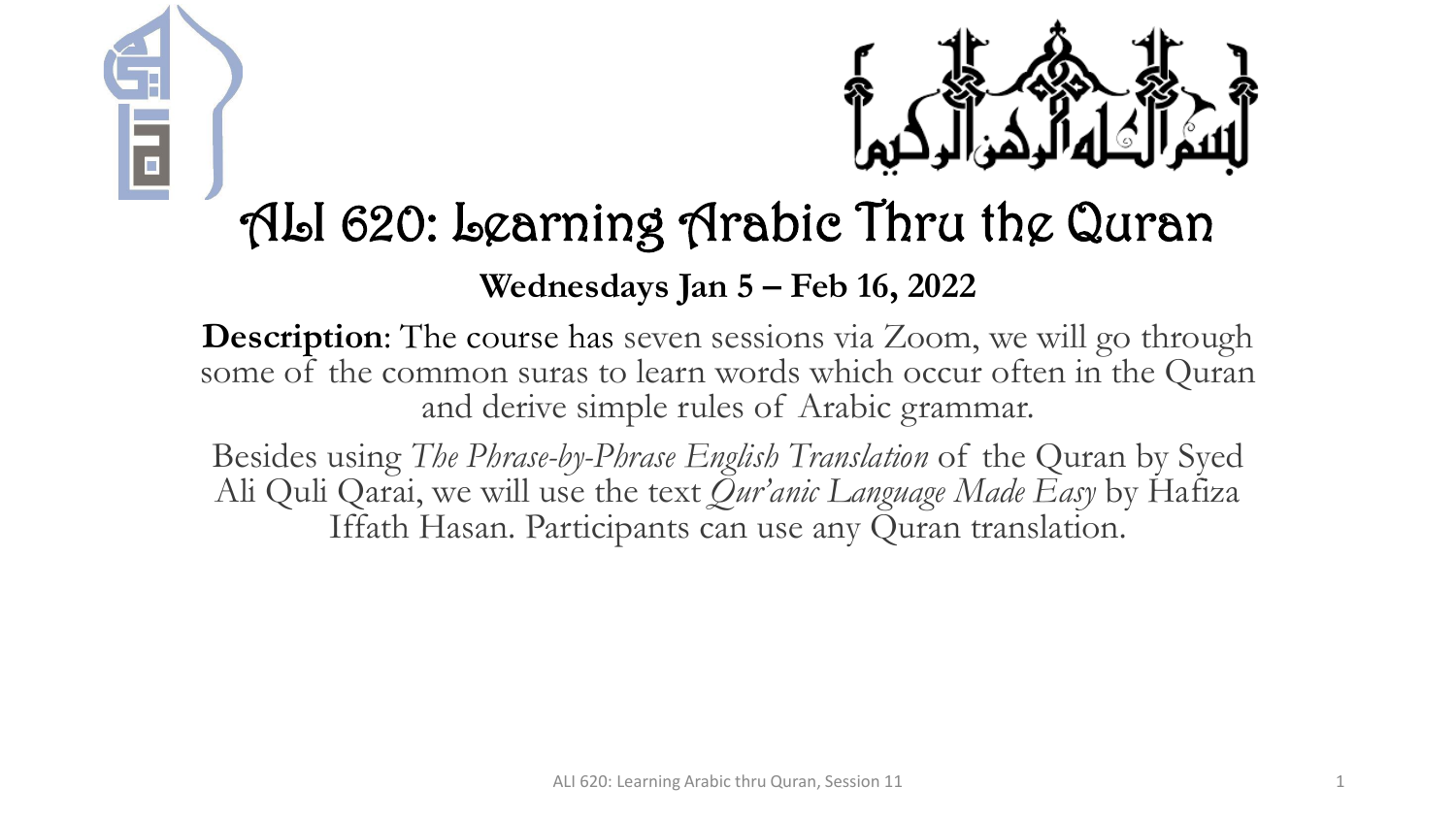# ALI 620: Learning Arabic Thru the Quran

**Wednesdays Jan 5 – Feb 16, 2022**

**Description**: The course has seven sessions via Zoom, we will go through some of the common suras to learn words which occur often in the Quran and derive simple rules of Arabic grammar.

Besides using *The Phrase-by-Phrase English Translation* of the Quran by Syed Ali Quli Qarai, we will use the text *Qur'anic Language Made Easy* by Hafiza Iffath Hasan. Participants can use any Quran translation.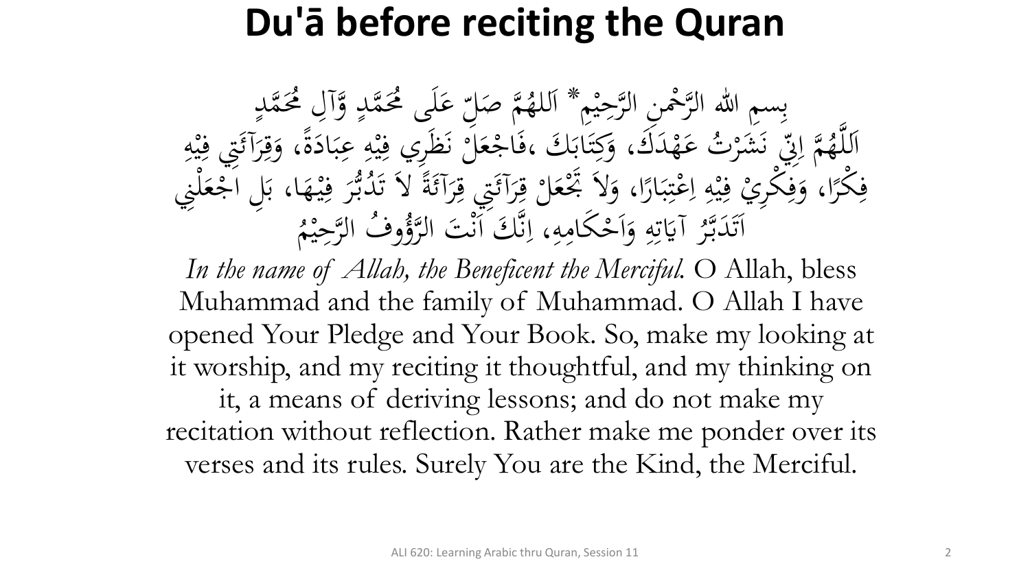# Du'ā before reciting the Quran

بِسمِ اللهِ الرَّحْمنِ الرَّحِيْمِ* اَللهُمَّ صَلِّ عَلَى مُحَمَّدٍ وَّآلِ مُحَمَّدٍ
اَللَّهُمَّ اِنِّي نَشَرْتُ عَهْدَكَ، وَكِتَابَكَ ،فَاجْعَلْ نَظَرِي فِيْهِ عِبَادَةً، وَقِرَآئَتِي فِيْهِ
فِكْرًا، وَفِكْرِيْ فِيْهِ اِعْتِبَارًا، وَلاَ تَجْعَلْ قِرَآئَتِي قِرَآئَةً لاَ تَدُبُّرَ فِيْهَا، بَلِ اجْعَلْنِي
اَتَدَبَّرُ آيَاتِهِ وَاَحْكَامِهِ، اِنَّكَ اَنْتَ الرَّؤُوفُ الرَّحِيْمُ

*In the name of Allah, the Beneficent the Merciful.* O Allah, bless Muhammad and the family of Muhammad. O Allah I have opened Your Pledge and Your Book. So, make my looking at it worship, and my reciting it thoughtful, and my thinking on it, a means of deriving lessons; and do not make my recitation without reflection. Rather make me ponder over its verses and its rules. Surely You are the Kind, the Merciful.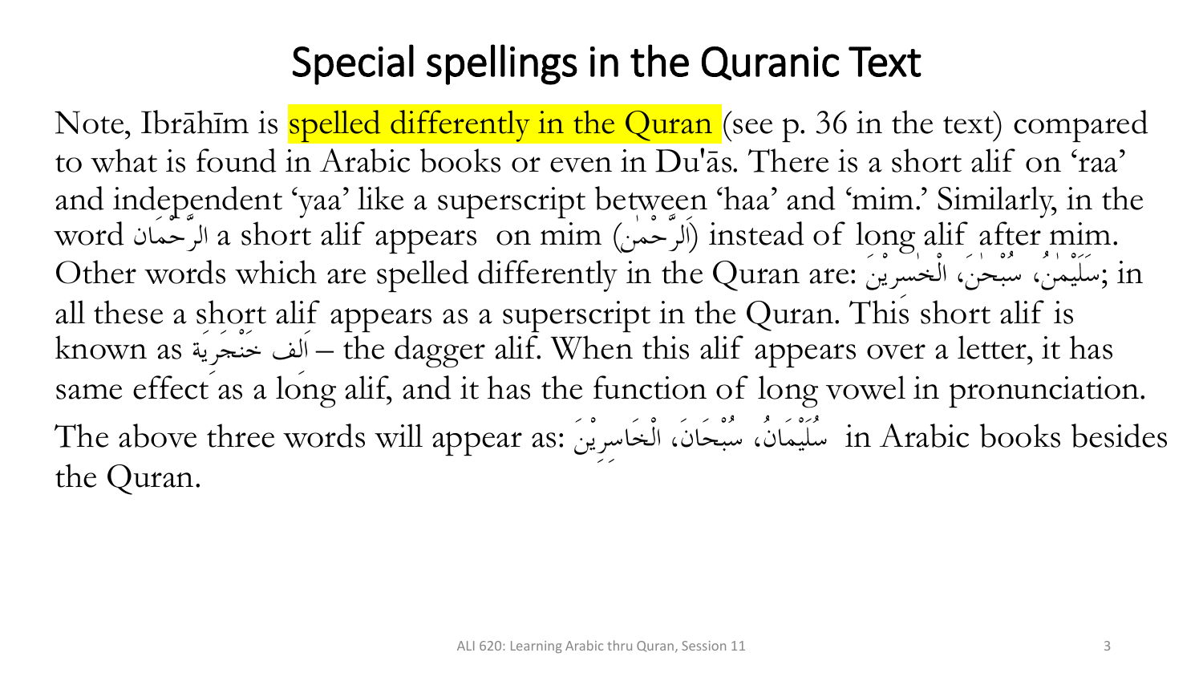# Special spellings in the Quranic Text

Note, Ibrāhīm is spelled differently in the Quran (see p. 36 in the text) compared to what is found in Arabic books or even in Du'ās. There is a short alif on 'raa' and independent 'yaa' like a superscript between 'haa' and 'mim.' Similarly, in the word الرَّحْمَان a short alif appears on mim (اَلرَّحْمٰن) instead of long alif after mim. Other words which are spelled differently in the Quran are: سُلَيْمٰنُ، سُبْحٰنَ، الْخٰسِرِيْنَ; in all these a short alif appears as a superscript in the Quran. This short alif is known as اَلِف خَنْجَرِيَة – the dagger alif. When this alif appears over a letter, it has same effect as a long alif, and it has the function of long vowel in pronunciation. The above three words will appear as: سُلَيْمَانُ، سُبْحَانَ، الْخَاسِرِيْنَ in Arabic books besides the Quran.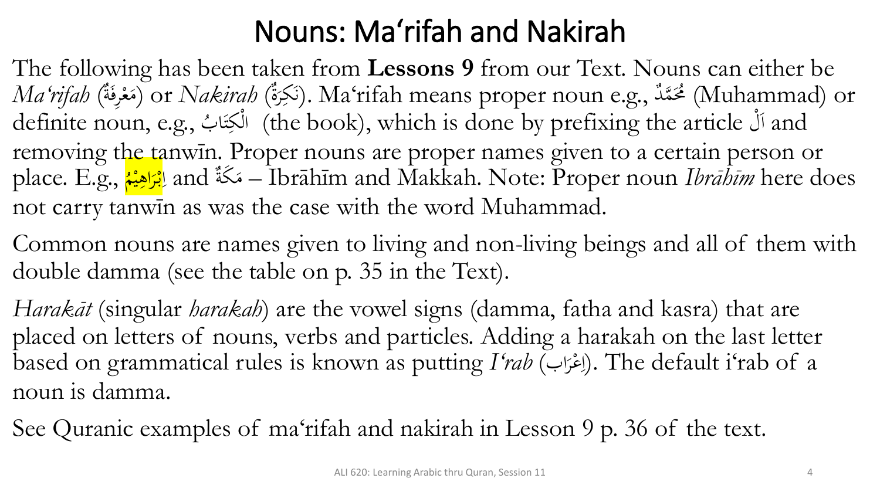# Nouns: Ma‘rifah and Nakirah

The following has been taken from **Lessons 9** from our Text. Nouns can either be *Ma‘rifah* (مَعْرِفَةٌ) or *Nakirah* (نَكِرَةٌ). Ma‘rifah means proper noun e.g., مُحَمَّدٌ (Muhammad) or definite noun, e.g., الْكِتَابُ (the book), which is done by prefixing the article اَلْ and removing the tanwīn. Proper nouns are proper names given to a certain person or place. E.g., اِبْرَاهِيْمُ and مَكَّةٌ – Ibrāhīm and Makkah. Note: Proper noun *Ibrāhīm* here does not carry tanwīn as was the case with the word Muhammad.

Common nouns are names given to living and non-living beings and all of them with double damma (see the table on p. 35 in the Text).

*Harakāt* (singular *harakah*) are the vowel signs (damma, fatha and kasra) that are placed on letters of nouns, verbs and particles. Adding a harakah on the last letter based on grammatical rules is known as putting *I‘rab* (إعْرَاب). The default i‘rab of a noun is damma.

See Quranic examples of ma‘rifah and nakirah in Lesson 9 p. 36 of the text.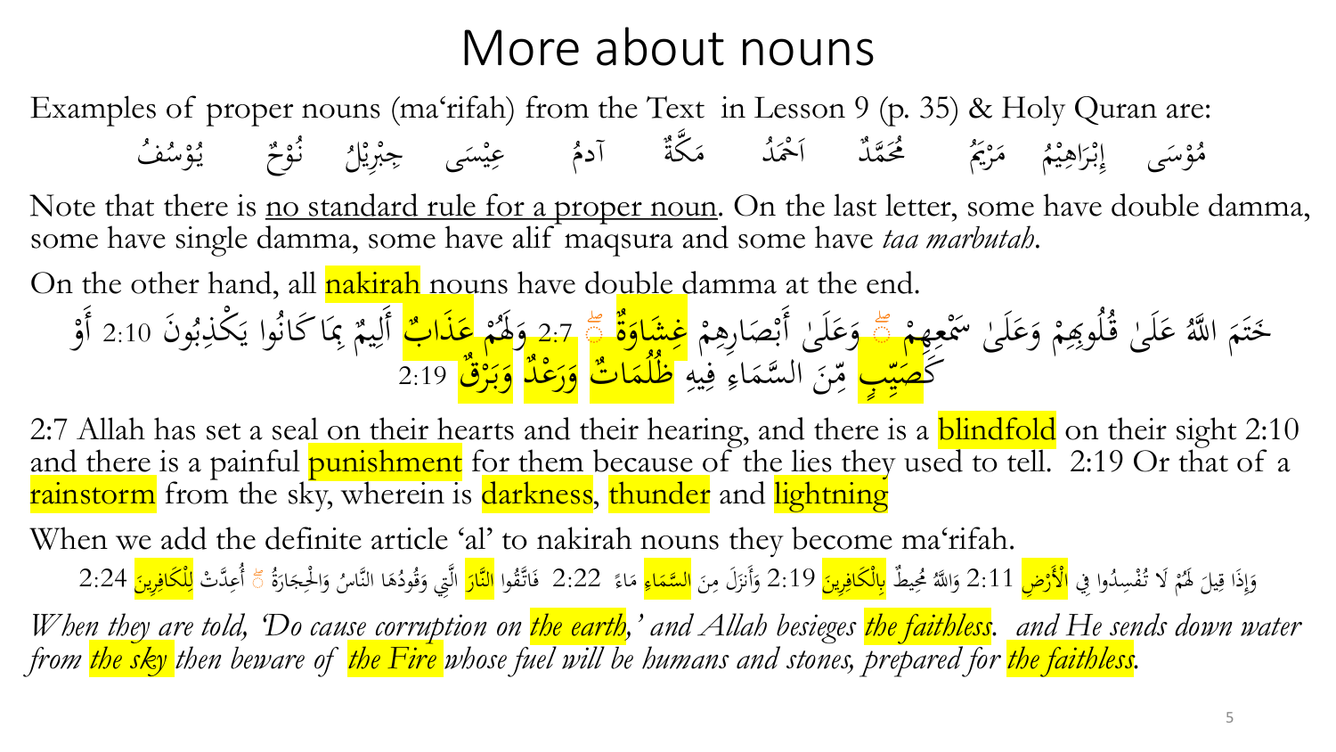# More about nouns

Examples of proper nouns (ma'rifah) from the Text in Lesson 9 (p. 35) & Holy Quran are:

مُوْسَى إِبْرَاهِيْمُ مَرْيَمُ مُحَمَّدٌ اَحْمَدُ مَكَّةُ آدمُ عِيْسَى جِبْرِيْلُ نُوْحٌ يُوْسُفُ

Note that there is <u>no standard rule for a proper noun</u>. On the last letter, some have double damma, some have single damma, some have alif maqsura and some have *taa marbutah*.

On the other hand, all nakirah nouns have double damma at the end.

خَتَمَ اللَّهُ عَلَىٰ قُلُوبِهِمْ وَعَلَىٰ سَمْعِهِمْ ۖ وَعَلَىٰ أَبْصَارِهِمْ غِشَاوَةٌ ۖ وَلَهُمْ عَذَابٌ 2:7 أَلِيمٌ بِمَا كَانُوا يَكْذِبُونَ 2:10 أَوْ كَصَيِّبٍ مِّنَ السَّمَاءِ فِيهِ ظُلُمَاتٌ وَرَعْدٌ وَبَرْقٌ 2:19

2:7 Allah has set a seal on their hearts and their hearing, and there is a blindfold on their sight 2:10 and there is a painful punishment for them because of the lies they used to tell. 2:19 Or that of a rainstorm from the sky, wherein is darkness, thunder and lightning

When we add the definite article 'al' to nakirah nouns they become ma'rifah.

وَإِذَا قِيلَ لَهُمْ لَا تُفْسِدُوا فِي الْأَرْضِ 2:11 وَاللَّهُ مُحِيطٌ بِالْكَافِرِينَ 2:19 وَأَنزَلَ مِنَ السَّمَاءِ مَاءً 2:22 فَاتَّقُوا النَّارَ الَّتِي وَقُودُهَا النَّاسُ وَالْحِجَارَةُ ۖ أُعِدَّتْ لِلْكَافِرِينَ 2:24

*When they are told, 'Do cause corruption on the earth,' and Allah besieges the faithless. and He sends down water from the sky then beware of the Fire whose fuel will be humans and stones, prepared for the faithless.*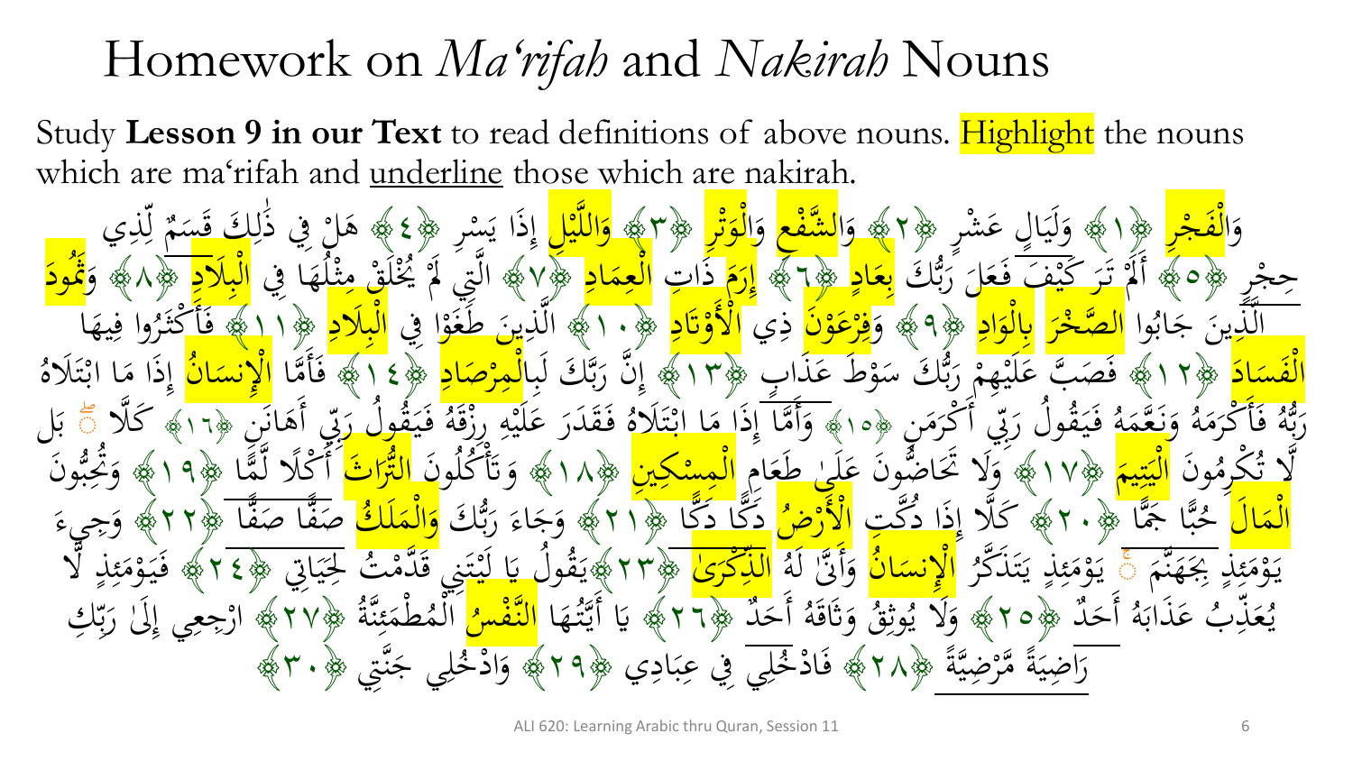# Homework on *Ma'rifah* and *Nakirah* Nouns

Study **Lesson 9 in our Text** to read definitions of above nouns. Highlight the nouns which are ma'rifah and underline those which are nakirah.

وَالْفَجْرِ ﴿١﴾ وَلَيَالٍ عَشْرٍ ﴿٢﴾ وَالشَّفْعِ وَالْوَتْرِ ﴿٣﴾ وَاللَّيْلِ إِذَا يَسْرِ ﴿٤﴾ هَلْ فِي ذَٰلِكَ قَسَمٌ لِّذِي حِجْرٍ ﴿٥﴾ أَلَمْ تَرَ كَيْفَ فَعَلَ رَبُّكَ بِعَادٍ ﴿٦﴾ إِرَمَ ذَاتِ الْعِمَادِ ﴿٧﴾ الَّتِي لَمْ يُخْلَقْ مِثْلُهَا فِي الْبِلَادِ ﴿٨﴾ وَثَمُودَ الَّذِينَ جَابُوا الصَّخْرَ بِالْوَادِ ﴿٩﴾ وَفِرْعَوْنَ ذِي الْأَوْتَادِ ﴿١٠﴾ الَّذِينَ طَغَوْا فِي الْبِلَادِ ﴿١١﴾ فَأَكْثَرُوا فِيهَا الْفَسَادَ ﴿١٢﴾ فَصَبَّ عَلَيْهِمْ رَبُّكَ سَوْطَ عَذَابٍ ﴿١٣﴾ إِنَّ رَبَّكَ لَبِالْمِرْصَادِ ﴿١٤﴾ فَأَمَّا الْإِنسَانُ إِذَا مَا ابْتَلَاهُ رَبُّهُ فَأَكْرَمَهُ وَنَعَّمَهُ فَيَقُولُ رَبِّي أَكْرَمَنِ ﴿١٥﴾ وَأَمَّا إِذَا مَا ابْتَلَاهُ فَقَدَرَ عَلَيْهِ رِزْقَهُ فَيَقُولُ رَبِّي أَهَانَنِ ﴿١٦﴾ كَلَّا ۖ بَل لَّا تُكْرِمُونَ الْيَتِيمَ ﴿١٧﴾ وَلَا تَحَاضُّونَ عَلَىٰ طَعَامِ الْمِسْكِينِ ﴿١٨﴾ وَتَأْكُلُونَ التُّرَاثَ أَكْلًا لَّمًّا ﴿١٩﴾ وَتُحِبُّونَ الْمَالَ حُبًّا جَمًّا ﴿٢٠﴾ كَلَّا إِذَا دُكَّتِ الْأَرْضُ دَكًّا دَكًّا ﴿٢١﴾ وَجَاءَ رَبُّكَ وَالْمَلَكُ صَفًّا صَفًّا ﴿٢٢﴾ وَجِيءَ يَوْمَئِذٍ بِجَهَنَّمَ ۚ يَوْمَئِذٍ يَتَذَكَّرُ الْإِنسَانُ وَأَنَّىٰ لَهُ الذِّكْرَىٰ ﴿٢٣﴾ يَقُولُ يَا لَيْتَنِي قَدَّمْتُ لِحَيَاتِي ﴿٢٤﴾ فَيَوْمَئِذٍ لَّا يُعَذِّبُ عَذَابَهُ أَحَدٌ ﴿٢٥﴾ وَلَا يُوثِقُ وَثَاقَهُ أَحَدٌ ﴿٢٦﴾ يَا أَيَّتُهَا النَّفْسُ الْمُطْمَئِنَّةُ ﴿٢٧﴾ ارْجِعِي إِلَىٰ رَبِّكِ رَاضِيَةً مَّرْضِيَّةً ﴿٢٨﴾ فَادْخُلِي فِي عِبَادِي ﴿٢٩﴾ وَادْخُلِي جَنَّتِي ﴿٣٠﴾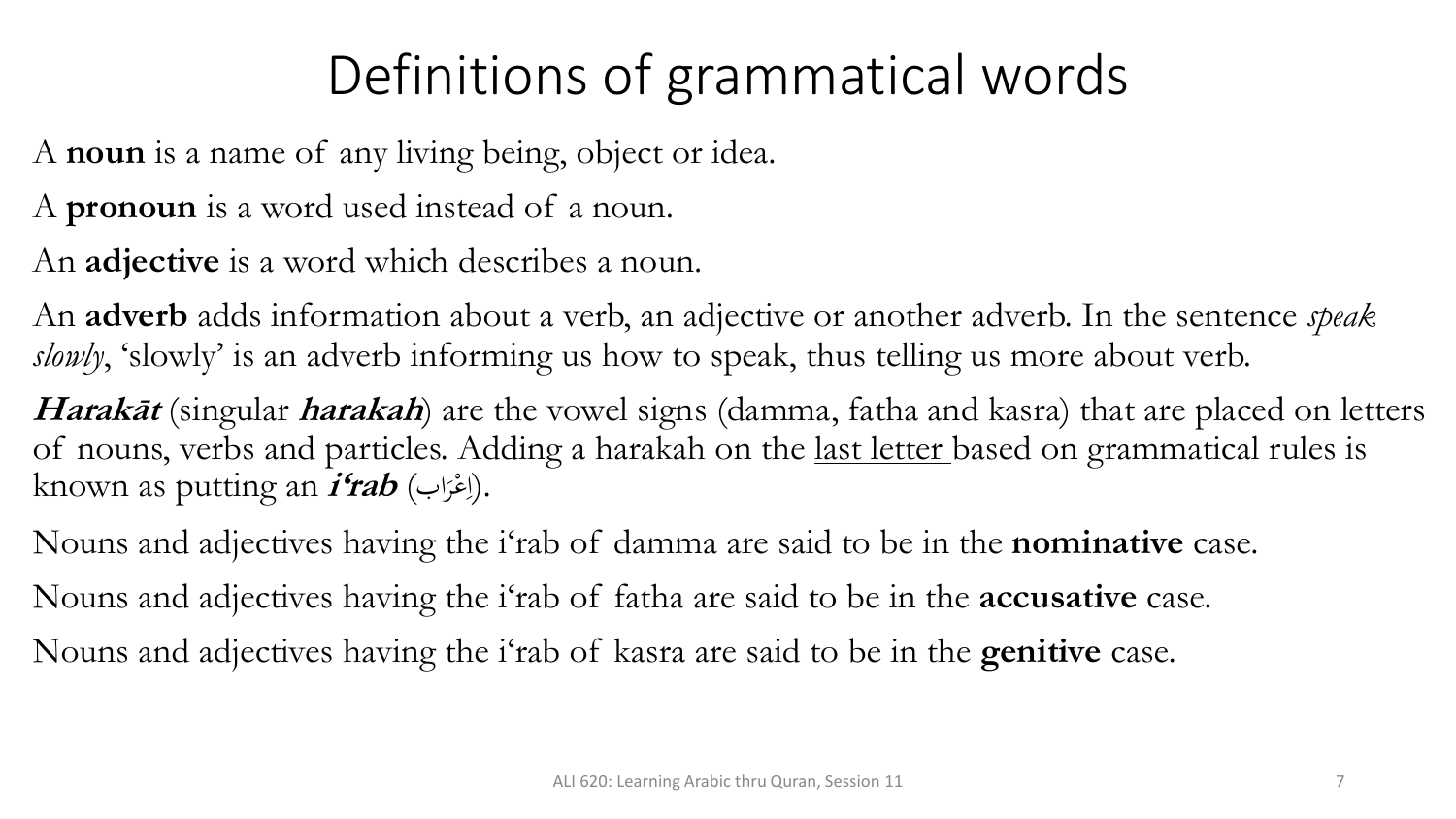# Definitions of grammatical words

A **noun** is a name of any living being, object or idea.

A **pronoun** is a word used instead of a noun.

An **adjective** is a word which describes a noun.

An **adverb** adds information about a verb, an adjective or another adverb. In the sentence *speak slowly*, 'slowly' is an adverb informing us how to speak, thus telling us more about verb.

***Harakāt*** (singular ***harakah***) are the vowel signs (damma, fatha and kasra) that are placed on letters of nouns, verbs and particles. Adding a harakah on the <u>last letter</u> based on grammatical rules is known as putting an ***i'rab*** (اِعْرَاب).

Nouns and adjectives having the i'rab of damma are said to be in the **nominative** case.

Nouns and adjectives having the i'rab of fatha are said to be in the **accusative** case.

Nouns and adjectives having the i'rab of kasra are said to be in the **genitive** case.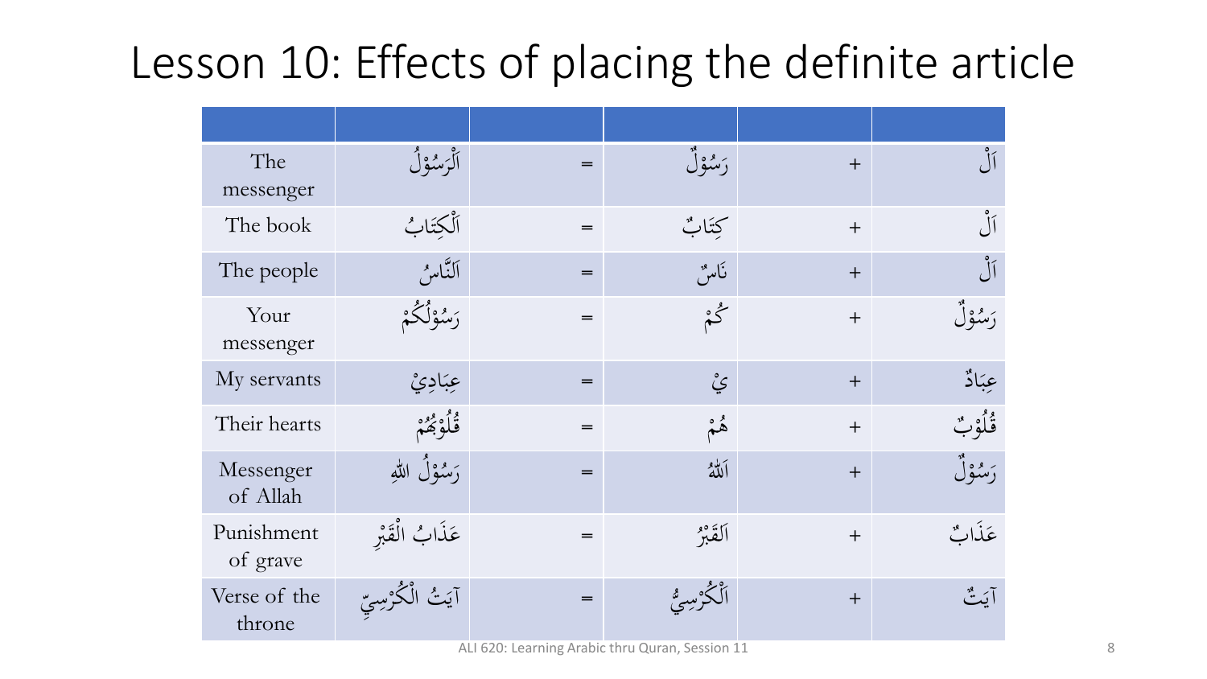# Lesson 10: Effects of placing the definite article

| | | | | | |
|---|---|---|---|---|---|
| The messenger | اَلْرَسُوْلُ | = | رَسُوْلٌ | + | اَلْ |
| The book | اَلْكِتَابُ | = | كِتَابٌ | + | اَلْ |
| The people | اَلنَّاسُ | = | نَاسٌ | + | اَلْ |
| Your messenger | رَسُوْلُكُمْ | = | كُمْ | + | رَسُوْلٌ |
| My servants | عِبَادِيْ | = | يْ | + | عِبَادٌ |
| Their hearts | قُلُوْبُهُمْ | = | هُمْ | + | قُلُوْبٌ |
| Messenger of Allah | رَسُوْلُ اللهِ | = | اَللهُ | + | رَسُوْلٌ |
| Punishment of grave | عَذَابُ الْقَبْرِ | = | اَلقَبْرُ | + | عَذَابٌ |
| Verse of the throne | آيَتُ الْكُرْسِيِّ | = | اَلْكُرْسِيُّ | + | آيَتٌ |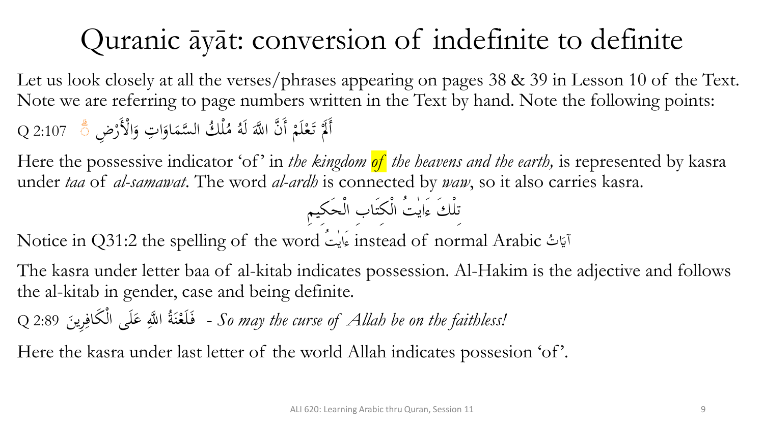# Quranic āyāt: conversion of indefinite to definite

Let us look closely at all the verses/phrases appearing on pages 38 & 39 in Lesson 10 of the Text. Note we are referring to page numbers written in the Text by hand. Note the following points:

Q 2:107 أَلَمْ تَعْلَمْ أَنَّ اللَّهَ لَهُ مُلْكُ السَّمَاوَاتِ وَالْأَرْضِ ۗ

Here the possessive indicator 'of' in *the kingdom of the heavens and the earth,* is represented by kasra under *taa* of *al-samawat*. The word *al-ardh* is connected by *waw*, so it also carries kasra.

تِلْكَ ءَايٰتُ الْكِتَابِ الْحَكِيمِ

Notice in Q31:2 the spelling of the word ءَايٰتُ instead of normal Arabic آيَاتُ

The kasra under letter baa of al-kitab indicates possession. Al-Hakim is the adjective and follows the al-kitab in gender, case and being definite.

Q 2:89 فَلَعْنَةُ اللَّهِ عَلَى الْكَافِرِينَ - *So may the curse of Allah be on the faithless!*

Here the kasra under last letter of the world Allah indicates possesion 'of'.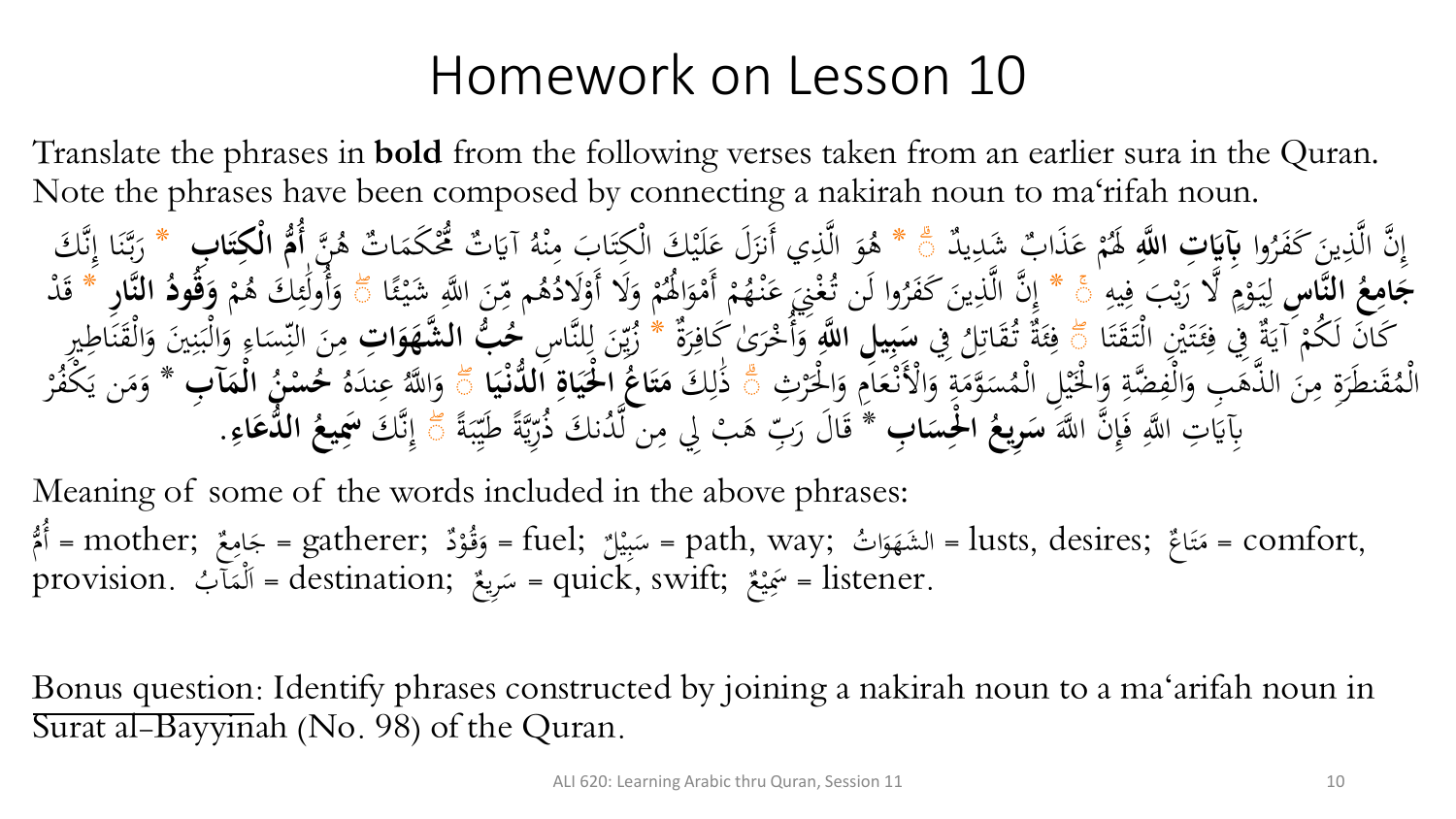# Homework on Lesson 10

Translate the phrases in **bold** from the following verses taken from an earlier sura in the Quran. Note the phrases have been composed by connecting a nakirah noun to ma'rifah noun.

إِنَّ الَّذِينَ كَفَرُوا **بِآيَاتِ اللَّهِ** لَهُمْ عَذَابٌ شَدِيدٌ ۗ * هُوَ الَّذِي أَنزَلَ عَلَيْكَ الْكِتَابَ مِنْهُ آيَاتٌ مُّحْكَمَاتٌ هُنَّ **أُمُّ الْكِتَابِ** * رَبَّنَا إِنَّكَ **جَامِعُ النَّاسِ** لِيَوْمٍ لَّا رَيْبَ فِيهِ ۚ * إِنَّ الَّذِينَ كَفَرُوا لَن تُغْنِيَ عَنْهُمْ أَمْوَالُهُمْ وَلَا أَوْلَادُهُم مِّنَ اللَّهِ شَيْئًا ۖ وَأُولَٰئِكَ هُمْ **وَقُودُ النَّارِ** * قَدْ كَانَ لَكُمْ آيَةٌ فِي فِئَتَيْنِ الْتَقَتَا ۖ فِئَةٌ تُقَاتِلُ فِي **سَبِيلِ اللَّهِ** وَأُخْرَىٰ كَافِرَةٌ * زُيِّنَ لِلنَّاسِ **حُبُّ الشَّهَوَاتِ** مِنَ النِّسَاءِ وَالْبَنِينَ وَالْقَنَاطِيرِ الْمُقَنطَرَةِ مِنَ الذَّهَبِ وَالْفِضَّةِ وَالْخَيْلِ الْمُسَوَّمَةِ وَالْأَنْعَامِ وَالْحَرْثِ ۗ ذَٰلِكَ **مَتَاعُ الْحَيَاةِ الدُّنْيَا** ۖ وَاللَّهُ عِندَهُ **حُسْنُ الْمَآبِ** * وَمَن يَكْفُرْ بِآيَاتِ اللَّهِ فَإِنَّ اللَّهَ **سَرِيعُ الْحِسَابِ** * قَالَ رَبِّ هَبْ لِي مِن لَّدُنكَ ذُرِّيَّةً طَيِّبَةً ۖ إِنَّكَ **سَمِيعُ الدُّعَاءِ**.

Meaning of some of the words included in the above phrases:

أُمٌّ = mother; جَامِعٌ = gatherer; وَقُوْدٌ = fuel; سَبِيْلٌ = path, way; الشَهَوَاتُ = lusts, desires; مَتَاعٌ = comfort, provision. اَلْمَآبُ = destination; سَرِيعٌ = quick, swift; سَمِيْعٌ = listener.

Bonus question: Identify phrases constructed by joining a nakirah noun to a ma'arifah noun in Surat al-Bayyinah (No. 98) of the Quran.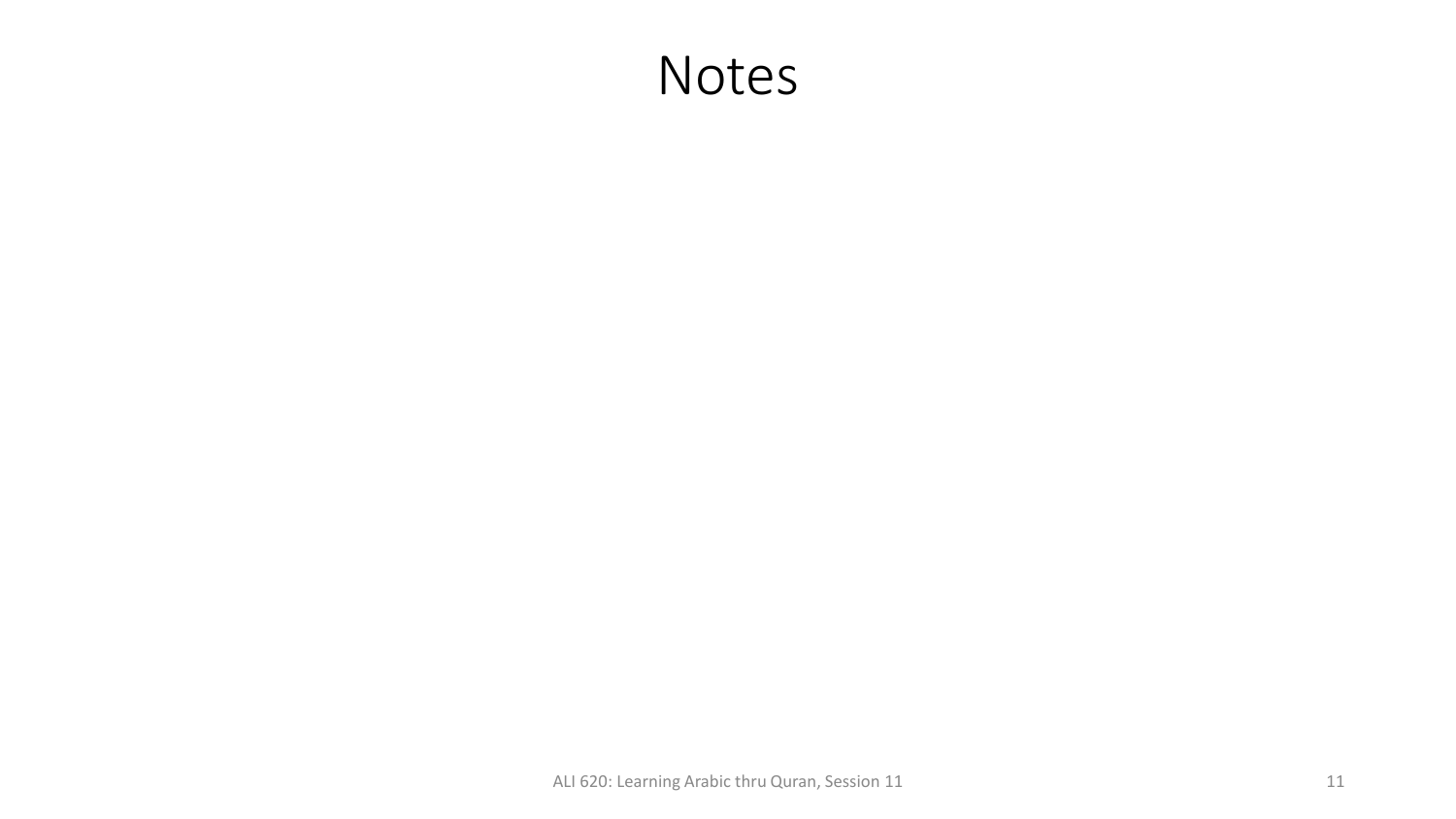# Notes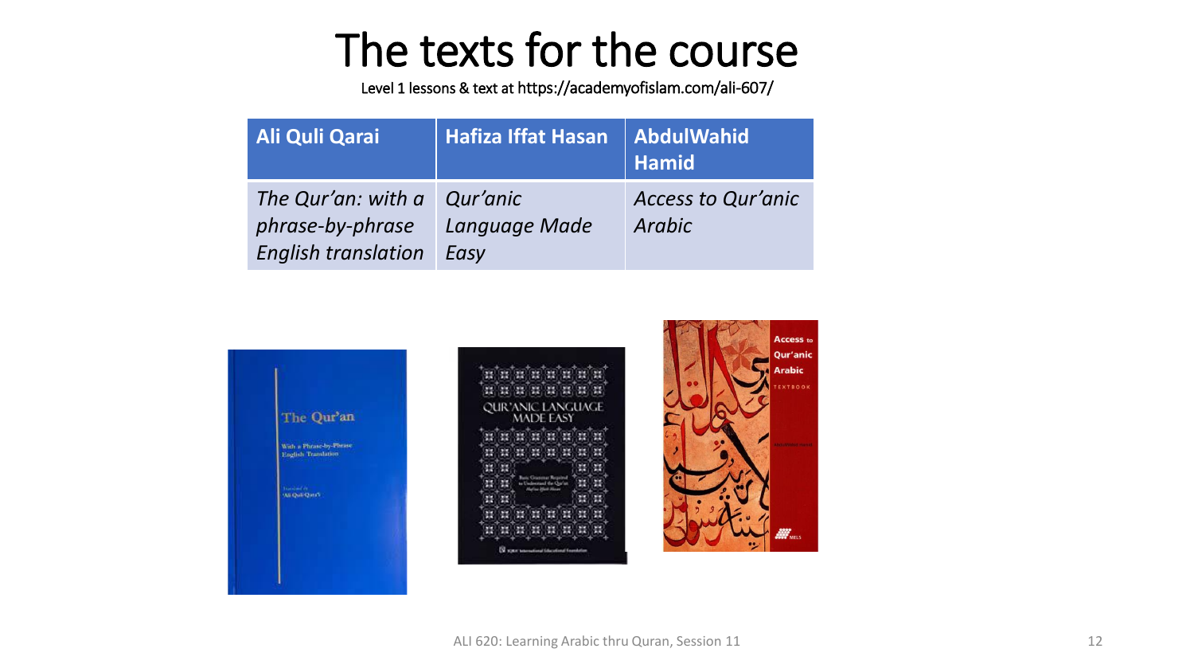# The texts for the course

Level 1 lessons & text at https://academyofislam.com/ali-607/

| Ali Quli Qarai | Hafiza Iffat Hasan | AbdulWahid Hamid |
|---|---|---|
| *The Qur'an: with a phrase-by-phrase English translation* | *Qur'anic Language Made Easy* | *Access to Qur'anic Arabic* |

ALI 620: Learning Arabic thru Quran, Session 11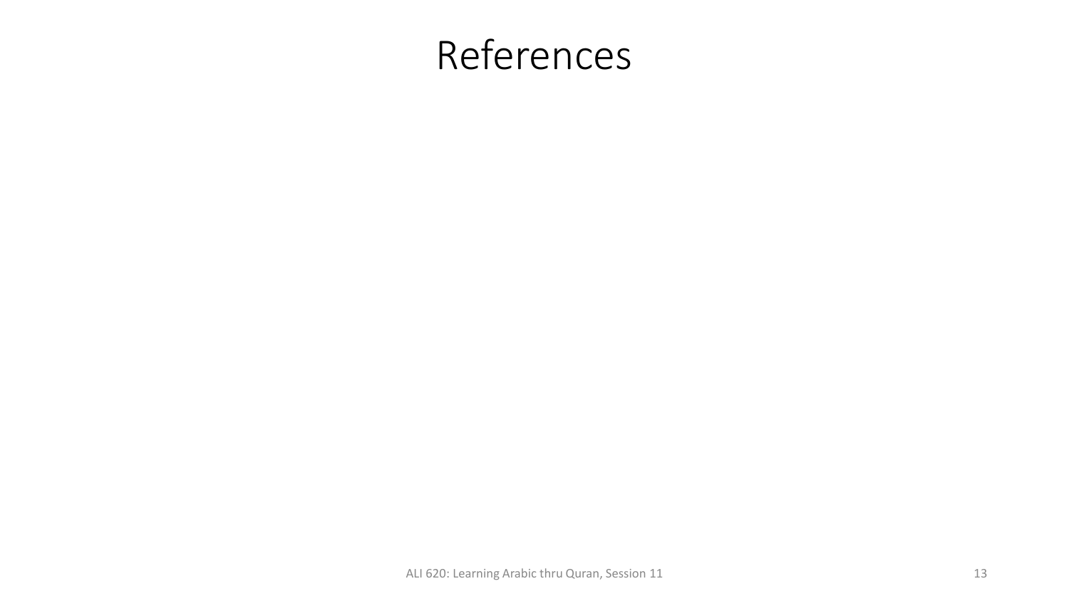# References